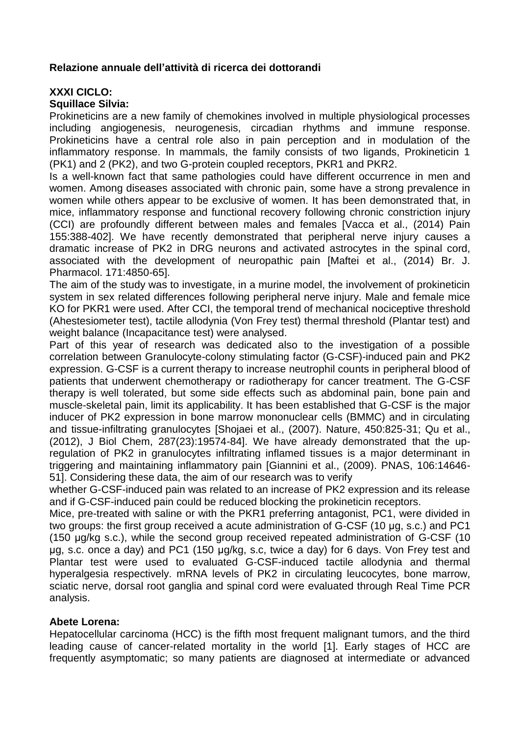**Relazione annuale dell'attività di ricerca dei dottorandi**

**XXXI CICLO:**

**Squillace Silvia:**

Prokineticins are a new family of chemokines involved in multiple physiological processes including angiogenesis, neurogenesis, circadian rhythms and immune response. Prokineticins have a central role also in pain perception and in modulation of the inflammatory response. In mammals, the family consists of two ligands, Prokineticin 1 (PK1) and 2 (PK2), and two G-protein coupled receptors, PKR1 and PKR2.

Is a well-known fact that same pathologies could have different occurrence in men and women. Among diseases associated with chronic pain, some have a strong prevalence in women while others appear to be exclusive of women. It has been demonstrated that, in mice, inflammatory response and functional recovery following chronic constriction injury (CCI) are profoundly different between males and females [Vacca et al., (2014) Pain 155:388-402]. We have recently demonstrated that peripheral nerve injury causes a dramatic increase of PK2 in DRG neurons and activated astrocytes in the spinal cord, associated with the development of neuropathic pain [Maftei et al., (2014) Br. J. Pharmacol. 171:4850-65].

The aim of the study was to investigate, in a murine model, the involvement of prokineticin system in sex related differences following peripheral nerve injury. Male and female mice KO for PKR1 were used. After CCI, the temporal trend of mechanical nociceptive threshold (Ahestesiometer test), tactile allodynia (Von Frey test) thermal threshold (Plantar test) and weight balance (Incapacitance test) were analysed.

Part of this year of research was dedicated also to the investigation of a possible correlation between Granulocyte-colony stimulating factor (G-CSF)-induced pain and PK2 expression. G-CSF is a current therapy to increase neutrophil counts in peripheral blood of patients that underwent chemotherapy or radiotherapy for cancer treatment. The G-CSF therapy is well tolerated, but some side effects such as abdominal pain, bone pain and muscle-skeletal pain, limit its applicability. It has been established that G-CSF is the major inducer of PK2 expression in bone marrow mononuclear cells (BMMC) and in circulating and tissue-infiltrating granulocytes [Shojaei et al., (2007). Nature, 450:825-31; Qu et al., (2012), J Biol Chem, 287(23):19574-84]. We have already demonstrated that the up-regulation of PK2 in granulocytes infiltrating inflamed tissues is a major determinant in triggering and maintaining inflammatory pain [Giannini et al., (2009). PNAS, 106:14646-51]. Considering these data, the aim of our research was to verify whether G-CSF-induced pain was related to an increase of PK2 expression and its release and if G-CSF-induced pain could be reduced blocking the prokineticin receptors.

Mice, pre-treated with saline or with the PKR1 preferring antagonist, PC1, were divided in two groups: the first group received a acute administration of G-CSF (10 μg, s.c.) and PC1 (150 μg/kg s.c.), while the second group received repeated administration of G-CSF (10 μg, s.c. once a day) and PC1 (150 μg/kg, s.c, twice a day) for 6 days. Von Frey test and Plantar test were used to evaluated G-CSF-induced tactile allodynia and thermal hyperalgesia respectively. mRNA levels of PK2 in circulating leucocytes, bone marrow, sciatic nerve, dorsal root ganglia and spinal cord were evaluated through Real Time PCR analysis.

**Abete Lorena:**

Hepatocellular carcinoma (HCC) is the fifth most frequent malignant tumors, and the third leading cause of cancer-related mortality in the world [1]. Early stages of HCC are frequently asymptomatic; so many patients are diagnosed at intermediate or advanced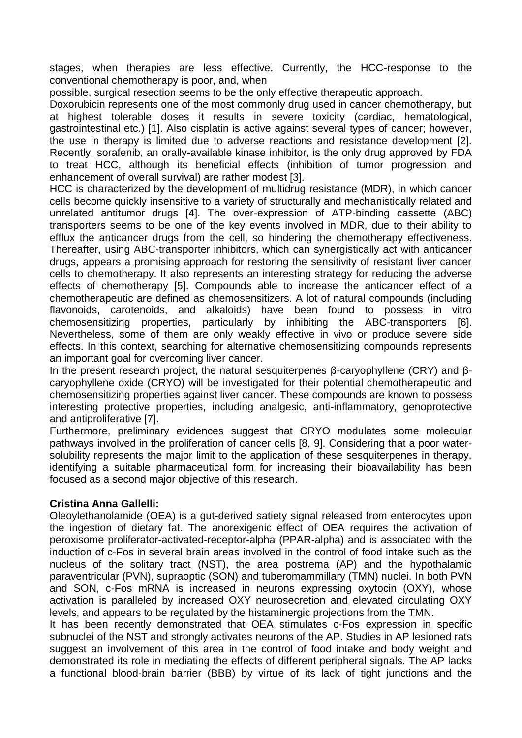stages, when therapies are less effective. Currently, the HCC-response to the conventional chemotherapy is poor, and, when
possible, surgical resection seems to be the only effective therapeutic approach.
Doxorubicin represents one of the most commonly drug used in cancer chemotherapy, but at highest tolerable doses it results in severe toxicity (cardiac, hematological, gastrointestinal etc.) [1]. Also cisplatin is active against several types of cancer; however, the use in therapy is limited due to adverse reactions and resistance development [2]. Recently, sorafenib, an orally-available kinase inhibitor, is the only drug approved by FDA to treat HCC, although its beneficial effects (inhibition of tumor progression and enhancement of overall survival) are rather modest [3].
HCC is characterized by the development of multidrug resistance (MDR), in which cancer cells become quickly insensitive to a variety of structurally and mechanistically related and unrelated antitumor drugs [4]. The over-expression of ATP-binding cassette (ABC) transporters seems to be one of the key events involved in MDR, due to their ability to efflux the anticancer drugs from the cell, so hindering the chemotherapy effectiveness. Thereafter, using ABC-transporter inhibitors, which can synergistically act with anticancer drugs, appears a promising approach for restoring the sensitivity of resistant liver cancer cells to chemotherapy. It also represents an interesting strategy for reducing the adverse effects of chemotherapy [5]. Compounds able to increase the anticancer effect of a chemotherapeutic are defined as chemosensitizers. A lot of natural compounds (including flavonoids, carotenoids, and alkaloids) have been found to possess in vitro chemosensitizing properties, particularly by inhibiting the ABC-transporters [6]. Nevertheless, some of them are only weakly effective in vivo or produce severe side effects. In this context, searching for alternative chemosensitizing compounds represents an important goal for overcoming liver cancer.
In the present research project, the natural sesquiterpenes β-caryophyllene (CRY) and β-caryophyllene oxide (CRYO) will be investigated for their potential chemotherapeutic and chemosensitizing properties against liver cancer. These compounds are known to possess interesting protective properties, including analgesic, anti-inflammatory, genoprotective and antiproliferative [7].
Furthermore, preliminary evidences suggest that CRYO modulates some molecular pathways involved in the proliferation of cancer cells [8, 9]. Considering that a poor water-solubility represents the major limit to the application of these sesquiterpenes in therapy, identifying a suitable pharmaceutical form for increasing their bioavailability has been focused as a second major objective of this research.

**Cristina Anna Gallelli:**
Oleoylethanolamide (OEA) is a gut-derived satiety signal released from enterocytes upon the ingestion of dietary fat. The anorexigenic effect of OEA requires the activation of peroxisome proliferator-activated-receptor-alpha (PPAR-alpha) and is associated with the induction of c-Fos in several brain areas involved in the control of food intake such as the nucleus of the solitary tract (NST), the area postrema (AP) and the hypothalamic paraventricular (PVN), supraoptic (SON) and tuberomammillary (TMN) nuclei. In both PVN and SON, c-Fos mRNA is increased in neurons expressing oxytocin (OXY), whose activation is paralleled by increased OXY neurosecretion and elevated circulating OXY levels, and appears to be regulated by the histaminergic projections from the TMN.
It has been recently demonstrated that OEA stimulates c-Fos expression in specific subnuclei of the NST and strongly activates neurons of the AP. Studies in AP lesioned rats suggest an involvement of this area in the control of food intake and body weight and demonstrated its role in mediating the effects of different peripheral signals. The AP lacks a functional blood-brain barrier (BBB) by virtue of its lack of tight junctions and the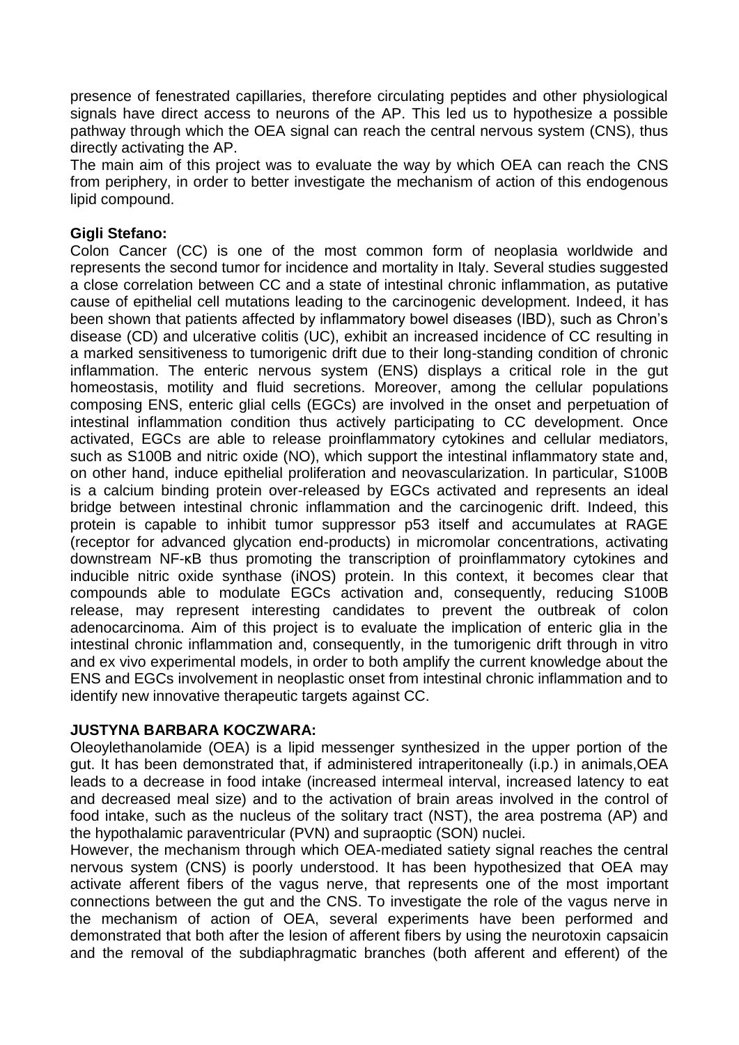presence of fenestrated capillaries, therefore circulating peptides and other physiological signals have direct access to neurons of the AP. This led us to hypothesize a possible pathway through which the OEA signal can reach the central nervous system (CNS), thus directly activating the AP.

The main aim of this project was to evaluate the way by which OEA can reach the CNS from periphery, in order to better investigate the mechanism of action of this endogenous lipid compound.

**Gigli Stefano:**

Colon Cancer (CC) is one of the most common form of neoplasia worldwide and represents the second tumor for incidence and mortality in Italy. Several studies suggested a close correlation between CC and a state of intestinal chronic inflammation, as putative cause of epithelial cell mutations leading to the carcinogenic development. Indeed, it has been shown that patients affected by inflammatory bowel diseases (IBD), such as Chron's disease (CD) and ulcerative colitis (UC), exhibit an increased incidence of CC resulting in a marked sensitiveness to tumorigenic drift due to their long-standing condition of chronic inflammation. The enteric nervous system (ENS) displays a critical role in the gut homeostasis, motility and fluid secretions. Moreover, among the cellular populations composing ENS, enteric glial cells (EGCs) are involved in the onset and perpetuation of intestinal inflammation condition thus actively participating to CC development. Once activated, EGCs are able to release proinflammatory cytokines and cellular mediators, such as S100B and nitric oxide (NO), which support the intestinal inflammatory state and, on other hand, induce epithelial proliferation and neovascularization. In particular, S100B is a calcium binding protein over-released by EGCs activated and represents an ideal bridge between intestinal chronic inflammation and the carcinogenic drift. Indeed, this protein is capable to inhibit tumor suppressor p53 itself and accumulates at RAGE (receptor for advanced glycation end-products) in micromolar concentrations, activating downstream NF-κB thus promoting the transcription of proinflammatory cytokines and inducible nitric oxide synthase (iNOS) protein. In this context, it becomes clear that compounds able to modulate EGCs activation and, consequently, reducing S100B release, may represent interesting candidates to prevent the outbreak of colon adenocarcinoma. Aim of this project is to evaluate the implication of enteric glia in the intestinal chronic inflammation and, consequently, in the tumorigenic drift through in vitro and ex vivo experimental models, in order to both amplify the current knowledge about the ENS and EGCs involvement in neoplastic onset from intestinal chronic inflammation and to identify new innovative therapeutic targets against CC.

**JUSTYNA BARBARA KOCZWARA:**

Oleoylethanolamide (OEA) is a lipid messenger synthesized in the upper portion of the gut. It has been demonstrated that, if administered intraperitoneally (i.p.) in animals,OEA leads to a decrease in food intake (increased intermeal interval, increased latency to eat and decreased meal size) and to the activation of brain areas involved in the control of food intake, such as the nucleus of the solitary tract (NST), the area postrema (AP) and the hypothalamic paraventricular (PVN) and supraoptic (SON) nuclei.

However, the mechanism through which OEA-mediated satiety signal reaches the central nervous system (CNS) is poorly understood. It has been hypothesized that OEA may activate afferent fibers of the vagus nerve, that represents one of the most important connections between the gut and the CNS. To investigate the role of the vagus nerve in the mechanism of action of OEA, several experiments have been performed and demonstrated that both after the lesion of afferent fibers by using the neurotoxin capsaicin and the removal of the subdiaphragmatic branches (both afferent and efferent) of the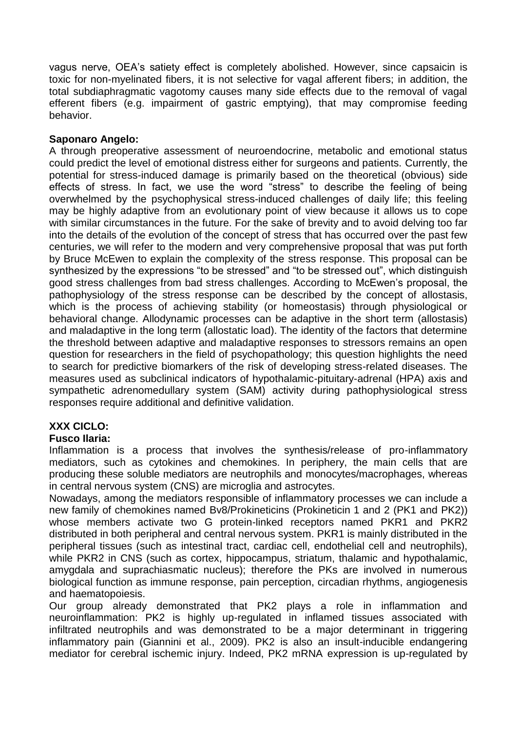vagus nerve, OEA's satiety effect is completely abolished. However, since capsaicin is toxic for non-myelinated fibers, it is not selective for vagal afferent fibers; in addition, the total subdiaphragmatic vagotomy causes many side effects due to the removal of vagal efferent fibers (e.g. impairment of gastric emptying), that may compromise feeding behavior.

**Saponaro Angelo:**
A through preoperative assessment of neuroendocrine, metabolic and emotional status could predict the level of emotional distress either for surgeons and patients. Currently, the potential for stress-induced damage is primarily based on the theoretical (obvious) side effects of stress. In fact, we use the word "stress" to describe the feeling of being overwhelmed by the psychophysical stress-induced challenges of daily life; this feeling may be highly adaptive from an evolutionary point of view because it allows us to cope with similar circumstances in the future. For the sake of brevity and to avoid delving too far into the details of the evolution of the concept of stress that has occurred over the past few centuries, we will refer to the modern and very comprehensive proposal that was put forth by Bruce McEwen to explain the complexity of the stress response. This proposal can be synthesized by the expressions "to be stressed" and "to be stressed out", which distinguish good stress challenges from bad stress challenges. According to McEwen's proposal, the pathophysiology of the stress response can be described by the concept of allostasis, which is the process of achieving stability (or homeostasis) through physiological or behavioral change. Allodynamic processes can be adaptive in the short term (allostasis) and maladaptive in the long term (allostatic load). The identity of the factors that determine the threshold between adaptive and maladaptive responses to stressors remains an open question for researchers in the field of psychopathology; this question highlights the need to search for predictive biomarkers of the risk of developing stress-related diseases. The measures used as subclinical indicators of hypothalamic-pituitary-adrenal (HPA) axis and sympathetic adrenomedullary system (SAM) activity during pathophysiological stress responses require additional and definitive validation.

**XXX CICLO:**

**Fusco Ilaria:**
Inflammation is a process that involves the synthesis/release of pro-inflammatory mediators, such as cytokines and chemokines. In periphery, the main cells that are producing these soluble mediators are neutrophils and monocytes/macrophages, whereas in central nervous system (CNS) are microglia and astrocytes.

Nowadays, among the mediators responsible of inflammatory processes we can include a new family of chemokines named Bv8/Prokineticins (Prokineticin 1 and 2 (PK1 and PK2)) whose members activate two G protein-linked receptors named PKR1 and PKR2 distributed in both peripheral and central nervous system. PKR1 is mainly distributed in the peripheral tissues (such as intestinal tract, cardiac cell, endothelial cell and neutrophils), while PKR2 in CNS (such as cortex, hippocampus, striatum, thalamic and hypothalamic, amygdala and suprachiasmatic nucleus); therefore the PKs are involved in numerous biological function as immune response, pain perception, circadian rhythms, angiogenesis and haematopoiesis.

Our group already demonstrated that PK2 plays a role in inflammation and neuroinflammation: PK2 is highly up-regulated in inflamed tissues associated with infiltrated neutrophils and was demonstrated to be a major determinant in triggering inflammatory pain (Giannini et al., 2009). PK2 is also an insult-inducible endangering mediator for cerebral ischemic injury. Indeed, PK2 mRNA expression is up-regulated by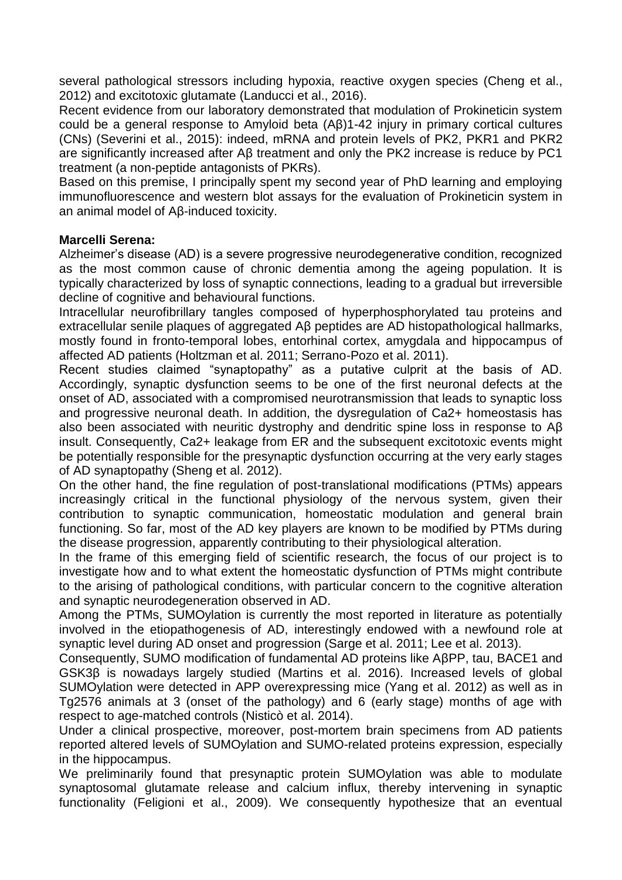several pathological stressors including hypoxia, reactive oxygen species (Cheng et al., 2012) and excitotoxic glutamate (Landucci et al., 2016).

Recent evidence from our laboratory demonstrated that modulation of Prokineticin system could be a general response to Amyloid beta (Aβ)1-42 injury in primary cortical cultures (CNs) (Severini et al., 2015): indeed, mRNA and protein levels of PK2, PKR1 and PKR2 are significantly increased after Aβ treatment and only the PK2 increase is reduce by PC1 treatment (a non-peptide antagonists of PKRs).

Based on this premise, I principally spent my second year of PhD learning and employing immunofluorescence and western blot assays for the evaluation of Prokineticin system in an animal model of Aβ-induced toxicity.

**Marcelli Serena:**

Alzheimer's disease (AD) is a severe progressive neurodegenerative condition, recognized as the most common cause of chronic dementia among the ageing population. It is typically characterized by loss of synaptic connections, leading to a gradual but irreversible decline of cognitive and behavioural functions.

Intracellular neurofibrillary tangles composed of hyperphosphorylated tau proteins and extracellular senile plaques of aggregated Aβ peptides are AD histopathological hallmarks, mostly found in fronto-temporal lobes, entorhinal cortex, amygdala and hippocampus of affected AD patients (Holtzman et al. 2011; Serrano-Pozo et al. 2011).

Recent studies claimed "synaptopathy" as a putative culprit at the basis of AD. Accordingly, synaptic dysfunction seems to be one of the first neuronal defects at the onset of AD, associated with a compromised neurotransmission that leads to synaptic loss and progressive neuronal death. In addition, the dysregulation of $Ca^{2+}$ homeostasis has also been associated with neuritic dystrophy and dendritic spine loss in response to Aβ insult. Consequently, $Ca^{2+}$ leakage from ER and the subsequent excitotoxic events might be potentially responsible for the presynaptic dysfunction occurring at the very early stages of AD synaptopathy (Sheng et al. 2012).

On the other hand, the fine regulation of post-translational modifications (PTMs) appears increasingly critical in the functional physiology of the nervous system, given their contribution to synaptic communication, homeostatic modulation and general brain functioning. So far, most of the AD key players are known to be modified by PTMs during the disease progression, apparently contributing to their physiological alteration.

In the frame of this emerging field of scientific research, the focus of our project is to investigate how and to what extent the homeostatic dysfunction of PTMs might contribute to the arising of pathological conditions, with particular concern to the cognitive alteration and synaptic neurodegeneration observed in AD.

Among the PTMs, SUMOylation is currently the most reported in literature as potentially involved in the etiopathogenesis of AD, interestingly endowed with a newfound role at synaptic level during AD onset and progression (Sarge et al. 2011; Lee et al. 2013).

Consequently, SUMO modification of fundamental AD proteins like AβPP, tau, BACE1 and GSK3β is nowadays largely studied (Martins et al. 2016). Increased levels of global SUMOylation were detected in APP overexpressing mice (Yang et al. 2012) as well as in Tg2576 animals at 3 (onset of the pathology) and 6 (early stage) months of age with respect to age-matched controls (Nisticò et al. 2014).

Under a clinical prospective, moreover, post-mortem brain specimens from AD patients reported altered levels of SUMOylation and SUMO-related proteins expression, especially in the hippocampus.

We preliminarily found that presynaptic protein SUMOylation was able to modulate synaptosomal glutamate release and calcium influx, thereby intervening in synaptic functionality (Feligioni et al., 2009). We consequently hypothesize that an eventual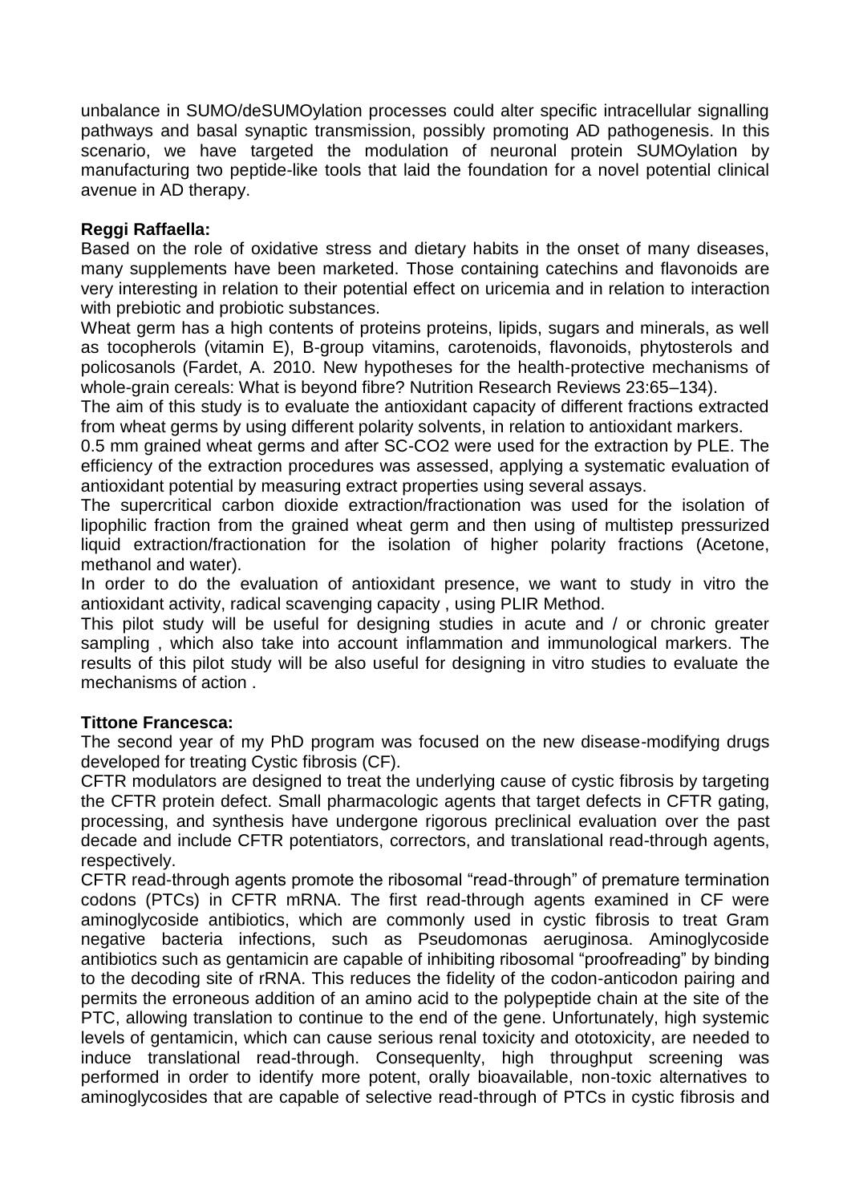unbalance in SUMO/deSUMOylation processes could alter specific intracellular signalling pathways and basal synaptic transmission, possibly promoting AD pathogenesis. In this scenario, we have targeted the modulation of neuronal protein SUMOylation by manufacturing two peptide-like tools that laid the foundation for a novel potential clinical avenue in AD therapy.

**Reggi Raffaella:**

Based on the role of oxidative stress and dietary habits in the onset of many diseases, many supplements have been marketed. Those containing catechins and flavonoids are very interesting in relation to their potential effect on uricemia and in relation to interaction with prebiotic and probiotic substances.

Wheat germ has a high contents of proteins proteins, lipids, sugars and minerals, as well as tocopherols (vitamin E), B-group vitamins, carotenoids, flavonoids, phytosterols and policosanols (Fardet, A. 2010. New hypotheses for the health-protective mechanisms of whole-grain cereals: What is beyond fibre? Nutrition Research Reviews 23:65–134).

The aim of this study is to evaluate the antioxidant capacity of different fractions extracted from wheat germs by using different polarity solvents, in relation to antioxidant markers.

0.5 mm grained wheat germs and after SC-CO2 were used for the extraction by PLE. The efficiency of the extraction procedures was assessed, applying a systematic evaluation of antioxidant potential by measuring extract properties using several assays.

The supercritical carbon dioxide extraction/fractionation was used for the isolation of lipophilic fraction from the grained wheat germ and then using of multistep pressurized liquid extraction/fractionation for the isolation of higher polarity fractions (Acetone, methanol and water).

In order to do the evaluation of antioxidant presence, we want to study in vitro the antioxidant activity, radical scavenging capacity , using PLIR Method.

This pilot study will be useful for designing studies in acute and / or chronic greater sampling , which also take into account inflammation and immunological markers. The results of this pilot study will be also useful for designing in vitro studies to evaluate the mechanisms of action .

**Tittone Francesca:**

The second year of my PhD program was focused on the new disease-modifying drugs developed for treating Cystic fibrosis (CF).

CFTR modulators are designed to treat the underlying cause of cystic fibrosis by targeting the CFTR protein defect. Small pharmacologic agents that target defects in CFTR gating, processing, and synthesis have undergone rigorous preclinical evaluation over the past decade and include CFTR potentiators, correctors, and translational read-through agents, respectively.

CFTR read-through agents promote the ribosomal "read-through" of premature termination codons (PTCs) in CFTR mRNA. The first read-through agents examined in CF were aminoglycoside antibiotics, which are commonly used in cystic fibrosis to treat Gram negative bacteria infections, such as Pseudomonas aeruginosa. Aminoglycoside antibiotics such as gentamicin are capable of inhibiting ribosomal "proofreading" by binding to the decoding site of rRNA. This reduces the fidelity of the codon-anticodon pairing and permits the erroneous addition of an amino acid to the polypeptide chain at the site of the PTC, allowing translation to continue to the end of the gene. Unfortunately, high systemic levels of gentamicin, which can cause serious renal toxicity and ototoxicity, are needed to induce translational read-through. Consequenlty, high throughput screening was performed in order to identify more potent, orally bioavailable, non-toxic alternatives to aminoglycosides that are capable of selective read-through of PTCs in cystic fibrosis and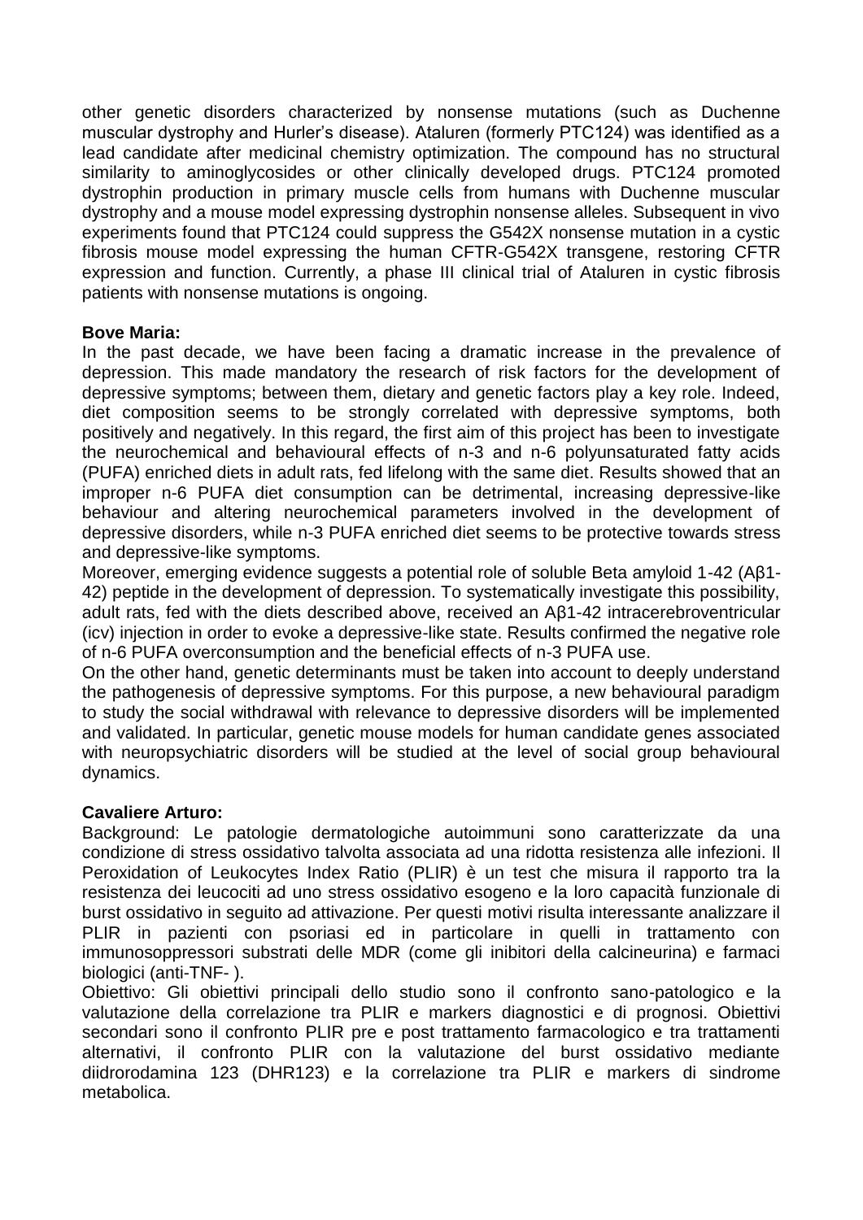other genetic disorders characterized by nonsense mutations (such as Duchenne muscular dystrophy and Hurler's disease). Ataluren (formerly PTC124) was identified as a lead candidate after medicinal chemistry optimization. The compound has no structural similarity to aminoglycosides or other clinically developed drugs. PTC124 promoted dystrophin production in primary muscle cells from humans with Duchenne muscular dystrophy and a mouse model expressing dystrophin nonsense alleles. Subsequent in vivo experiments found that PTC124 could suppress the G542X nonsense mutation in a cystic fibrosis mouse model expressing the human CFTR-G542X transgene, restoring CFTR expression and function. Currently, a phase III clinical trial of Ataluren in cystic fibrosis patients with nonsense mutations is ongoing.

**Bove Maria:**

In the past decade, we have been facing a dramatic increase in the prevalence of depression. This made mandatory the research of risk factors for the development of depressive symptoms; between them, dietary and genetic factors play a key role. Indeed, diet composition seems to be strongly correlated with depressive symptoms, both positively and negatively. In this regard, the first aim of this project has been to investigate the neurochemical and behavioural effects of n-3 and n-6 polyunsaturated fatty acids (PUFA) enriched diets in adult rats, fed lifelong with the same diet. Results showed that an improper n-6 PUFA diet consumption can be detrimental, increasing depressive-like behaviour and altering neurochemical parameters involved in the development of depressive disorders, while n-3 PUFA enriched diet seems to be protective towards stress and depressive-like symptoms.

Moreover, emerging evidence suggests a potential role of soluble Beta amyloid 1-42 (Aβ1-42) peptide in the development of depression. To systematically investigate this possibility, adult rats, fed with the diets described above, received an Aβ1-42 intracerebroventricular (icv) injection in order to evoke a depressive-like state. Results confirmed the negative role of n-6 PUFA overconsumption and the beneficial effects of n-3 PUFA use.

On the other hand, genetic determinants must be taken into account to deeply understand the pathogenesis of depressive symptoms. For this purpose, a new behavioural paradigm to study the social withdrawal with relevance to depressive disorders will be implemented and validated. In particular, genetic mouse models for human candidate genes associated with neuropsychiatric disorders will be studied at the level of social group behavioural dynamics.

**Cavaliere Arturo:**

Background: Le patologie dermatologiche autoimmuni sono caratterizzate da una condizione di stress ossidativo talvolta associata ad una ridotta resistenza alle infezioni. Il Peroxidation of Leukocytes Index Ratio (PLIR) è un test che misura il rapporto tra la resistenza dei leucociti ad uno stress ossidativo esogeno e la loro capacità funzionale di burst ossidativo in seguito ad attivazione. Per questi motivi risulta interessante analizzare il PLIR in pazienti con psoriasi ed in particolare in quelli in trattamento con immunosoppressori substrati delle MDR (come gli inibitori della calcineurina) e farmaci biologici (anti-TNF- ).

Obiettivo: Gli obiettivi principali dello studio sono il confronto sano-patologico e la valutazione della correlazione tra PLIR e markers diagnostici e di prognosi. Obiettivi secondari sono il confronto PLIR pre e post trattamento farmacologico e tra trattamenti alternativi, il confronto PLIR con la valutazione del burst ossidativo mediante diidrorodamina 123 (DHR123) e la correlazione tra PLIR e markers di sindrome metabolica.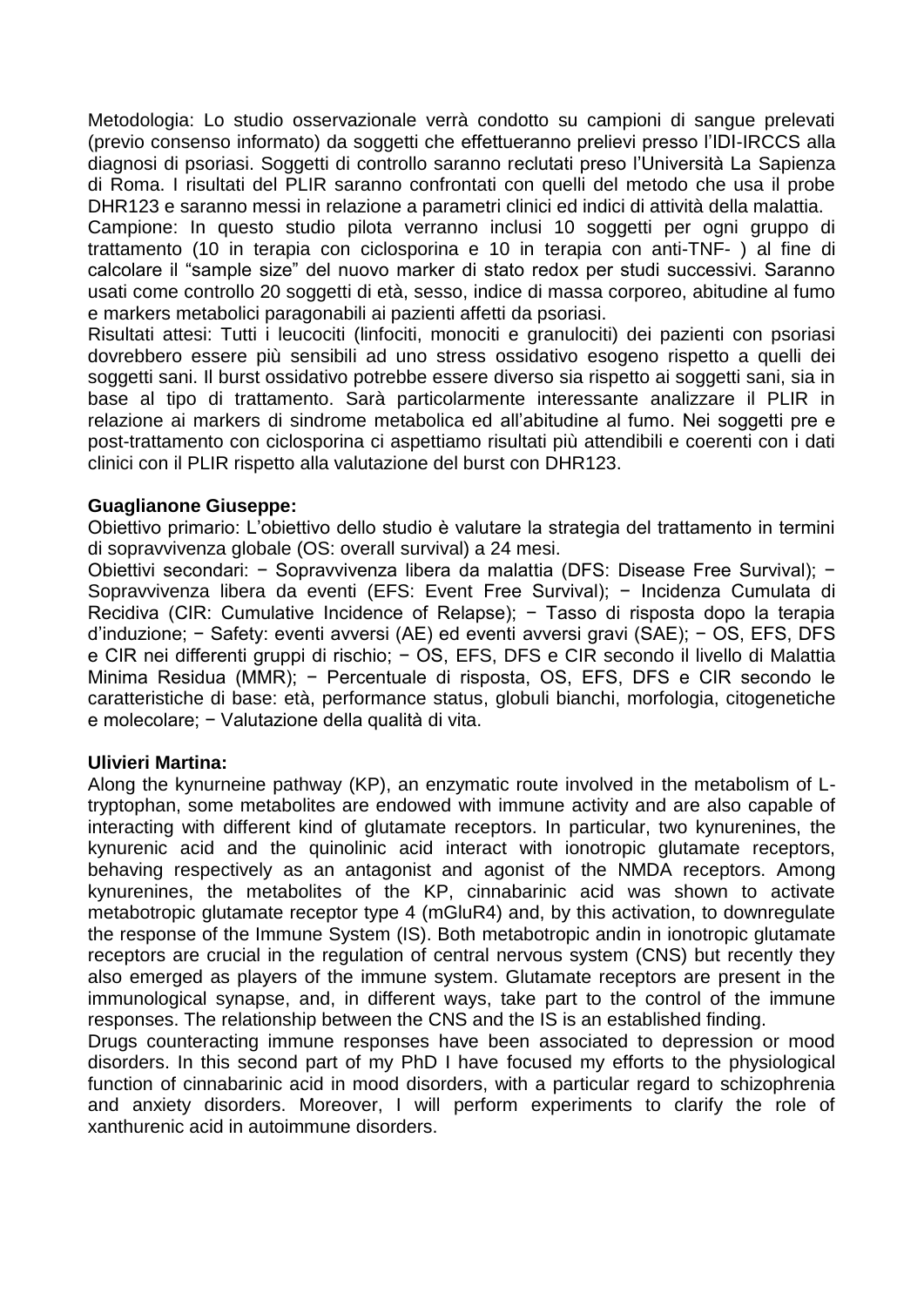Metodologia: Lo studio osservazionale verrà condotto su campioni di sangue prelevati (previo consenso informato) da soggetti che effettueranno prelievi presso l'IDI-IRCCS alla diagnosi di psoriasi. Soggetti di controllo saranno reclutati preso l'Università La Sapienza di Roma. I risultati del PLIR saranno confrontati con quelli del metodo che usa il probe DHR123 e saranno messi in relazione a parametri clinici ed indici di attività della malattia.

Campione: In questo studio pilota verranno inclusi 10 soggetti per ogni gruppo di trattamento (10 in terapia con ciclosporina e 10 in terapia con anti-TNF- ) al fine di calcolare il "sample size" del nuovo marker di stato redox per studi successivi. Saranno usati come controllo 20 soggetti di età, sesso, indice di massa corporeo, abitudine al fumo e markers metabolici paragonabili ai pazienti affetti da psoriasi.

Risultati attesi: Tutti i leucociti (linfociti, monociti e granulociti) dei pazienti con psoriasi dovrebbero essere più sensibili ad uno stress ossidativo esogeno rispetto a quelli dei soggetti sani. Il burst ossidativo potrebbe essere diverso sia rispetto ai soggetti sani, sia in base al tipo di trattamento. Sarà particolarmente interessante analizzare il PLIR in relazione ai markers di sindrome metabolica ed all'abitudine al fumo. Nei soggetti pre e post-trattamento con ciclosporina ci aspettiamo risultati più attendibili e coerenti con i dati clinici con il PLIR rispetto alla valutazione del burst con DHR123.

**Guaglianone Giuseppe:**

Obiettivo primario: L'obiettivo dello studio è valutare la strategia del trattamento in termini di sopravvivenza globale (OS: overall survival) a 24 mesi.

Obiettivi secondari: − Sopravvivenza libera da malattia (DFS: Disease Free Survival); − Sopravvivenza libera da eventi (EFS: Event Free Survival); − Incidenza Cumulata di Recidiva (CIR: Cumulative Incidence of Relapse); − Tasso di risposta dopo la terapia d'induzione; − Safety: eventi avversi (AE) ed eventi avversi gravi (SAE); − OS, EFS, DFS e CIR nei differenti gruppi di rischio; − OS, EFS, DFS e CIR secondo il livello di Malattia Minima Residua (MMR); − Percentuale di risposta, OS, EFS, DFS e CIR secondo le caratteristiche di base: età, performance status, globuli bianchi, morfologia, citogenetiche e molecolare; − Valutazione della qualità di vita.

**Ulivieri Martina:**

Along the kynurneine pathway (KP), an enzymatic route involved in the metabolism of L-tryptophan, some metabolites are endowed with immune activity and are also capable of interacting with different kind of glutamate receptors. In particular, two kynurenines, the kynurenic acid and the quinolinic acid interact with ionotropic glutamate receptors, behaving respectively as an antagonist and agonist of the NMDA receptors. Among kynurenines, the metabolites of the KP, cinnabarinic acid was shown to activate metabotropic glutamate receptor type 4 (mGluR4) and, by this activation, to downregulate the response of the Immune System (IS). Both metabotropic andin in ionotropic glutamate receptors are crucial in the regulation of central nervous system (CNS) but recently they also emerged as players of the immune system. Glutamate receptors are present in the immunological synapse, and, in different ways, take part to the control of the immune responses. The relationship between the CNS and the IS is an established finding.

Drugs counteracting immune responses have been associated to depression or mood disorders. In this second part of my PhD I have focused my efforts to the physiological function of cinnabarinic acid in mood disorders, with a particular regard to schizophrenia and anxiety disorders. Moreover, I will perform experiments to clarify the role of xanthurenic acid in autoimmune disorders.